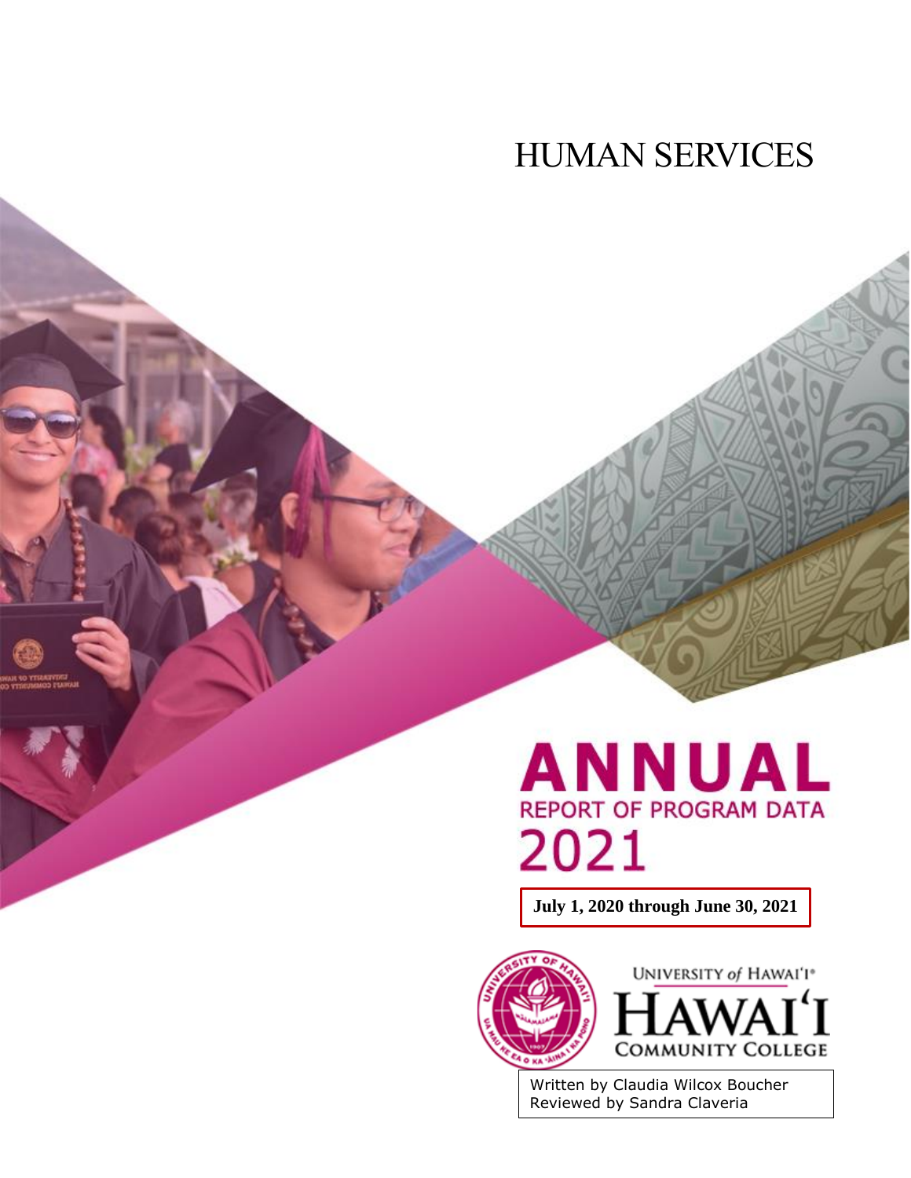# HUMAN SERVICES

# ANNUAL

## REPORT OF PROGRAM DATA

## 2021

**July 1, 2020 through June 30, 2021**

UNIVERSITY *of* HAWAI'I®

HAWAI'I COMMUNITY COLLEGE

Written by Claudia Wilcox Boucher
Reviewed by Sandra Claveria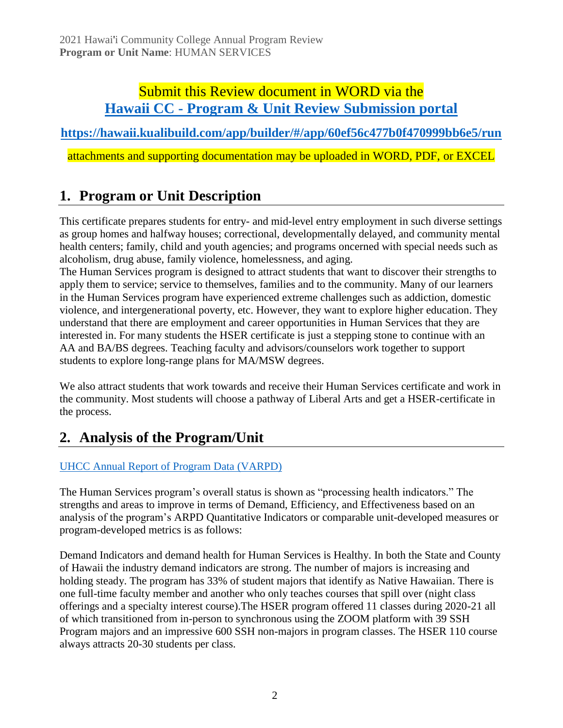Submit this Review document in WORD via the
**[Hawaii CC - Program & Unit Review Submission portal](https://hawaii.kualibuild.com/app/builder/#/app/60ef56c477b0f470999bb6e5/run)**

**https://hawaii.kualibuild.com/app/builder/#/app/60ef56c477b0f470999bb6e5/run**

attachments and supporting documentation may be uploaded in WORD, PDF, or EXCEL

## 1. Program or Unit Description

This certificate prepares students for entry- and mid-level entry employment in such diverse settings as group homes and halfway houses; correctional, developmentally delayed, and community mental health centers; family, child and youth agencies; and programs oncerned with special needs such as alcoholism, drug abuse, family violence, homelessness, and aging.
The Human Services program is designed to attract students that want to discover their strengths to apply them to service; service to themselves, families and to the community. Many of our learners in the Human Services program have experienced extreme challenges such as addiction, domestic violence, and intergenerational poverty, etc. However, they want to explore higher education. They understand that there are employment and career opportunities in Human Services that they are interested in. For many students the HSER certificate is just a stepping stone to continue with an AA and BA/BS degrees. Teaching faculty and advisors/counselors work together to support students to explore long-range plans for MA/MSW degrees.

We also attract students that work towards and receive their Human Services certificate and work in the community. Most students will choose a pathway of Liberal Arts and get a HSER-certificate in the process.

## 2. Analysis of the Program/Unit

UHCC Annual Report of Program Data (VARPD)

The Human Services program's overall status is shown as "processing health indicators." The strengths and areas to improve in terms of Demand, Efficiency, and Effectiveness based on an analysis of the program's ARPD Quantitative Indicators or comparable unit-developed measures or program-developed metrics is as follows:

Demand Indicators and demand health for Human Services is Healthy. In both the State and County of Hawaii the industry demand indicators are strong. The number of majors is increasing and holding steady. The program has 33% of student majors that identify as Native Hawaiian. There is one full-time faculty member and another who only teaches courses that spill over (night class offerings and a specialty interest course).The HSER program offered 11 classes during 2020-21 all of which transitioned from in-person to synchronous using the ZOOM platform with 39 SSH Program majors and an impressive 600 SSH non-majors in program classes. The HSER 110 course always attracts 20-30 students per class.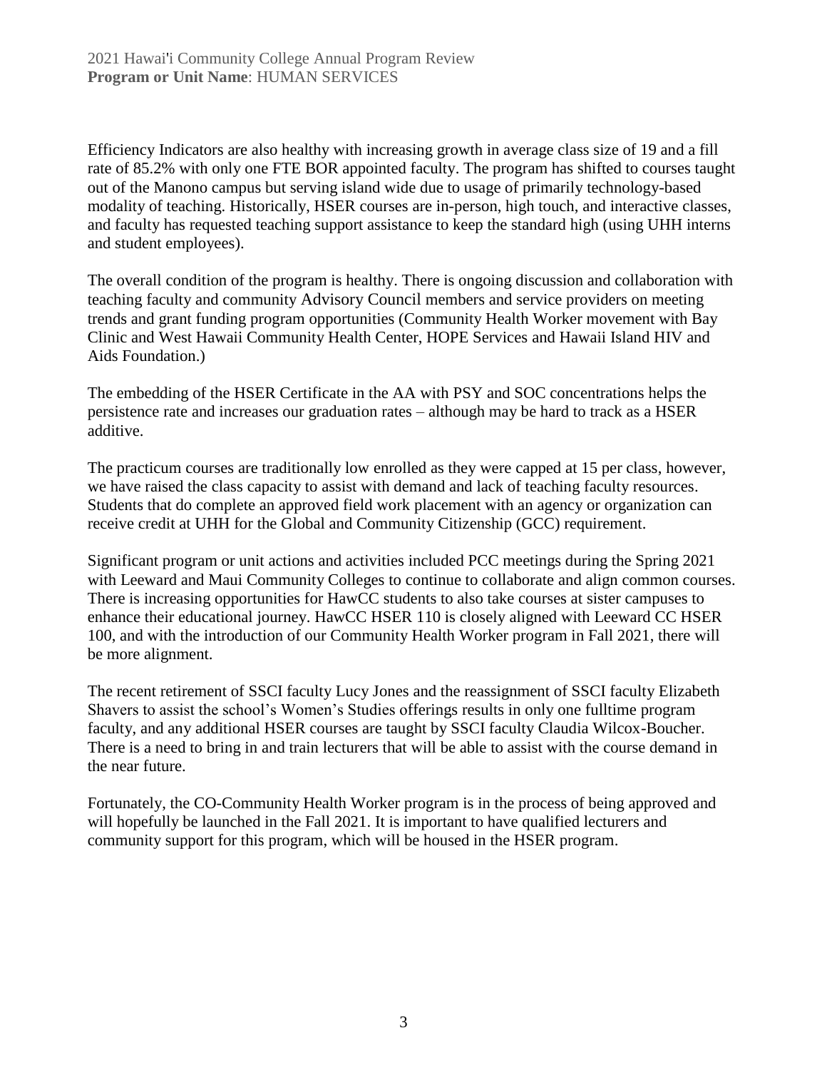Efficiency Indicators are also healthy with increasing growth in average class size of 19 and a fill rate of 85.2% with only one FTE BOR appointed faculty. The program has shifted to courses taught out of the Manono campus but serving island wide due to usage of primarily technology-based modality of teaching. Historically, HSER courses are in-person, high touch, and interactive classes, and faculty has requested teaching support assistance to keep the standard high (using UHH interns and student employees).

The overall condition of the program is healthy. There is ongoing discussion and collaboration with teaching faculty and community Advisory Council members and service providers on meeting trends and grant funding program opportunities (Community Health Worker movement with Bay Clinic and West Hawaii Community Health Center, HOPE Services and Hawaii Island HIV and Aids Foundation.)

The embedding of the HSER Certificate in the AA with PSY and SOC concentrations helps the persistence rate and increases our graduation rates – although may be hard to track as a HSER additive.

The practicum courses are traditionally low enrolled as they were capped at 15 per class, however, we have raised the class capacity to assist with demand and lack of teaching faculty resources. Students that do complete an approved field work placement with an agency or organization can receive credit at UHH for the Global and Community Citizenship (GCC) requirement.

Significant program or unit actions and activities included PCC meetings during the Spring 2021 with Leeward and Maui Community Colleges to continue to collaborate and align common courses. There is increasing opportunities for HawCC students to also take courses at sister campuses to enhance their educational journey. HawCC HSER 110 is closely aligned with Leeward CC HSER 100, and with the introduction of our Community Health Worker program in Fall 2021, there will be more alignment.

The recent retirement of SSCI faculty Lucy Jones and the reassignment of SSCI faculty Elizabeth Shavers to assist the school's Women's Studies offerings results in only one fulltime program faculty, and any additional HSER courses are taught by SSCI faculty Claudia Wilcox-Boucher. There is a need to bring in and train lecturers that will be able to assist with the course demand in the near future.

Fortunately, the CO-Community Health Worker program is in the process of being approved and will hopefully be launched in the Fall 2021. It is important to have qualified lecturers and community support for this program, which will be housed in the HSER program.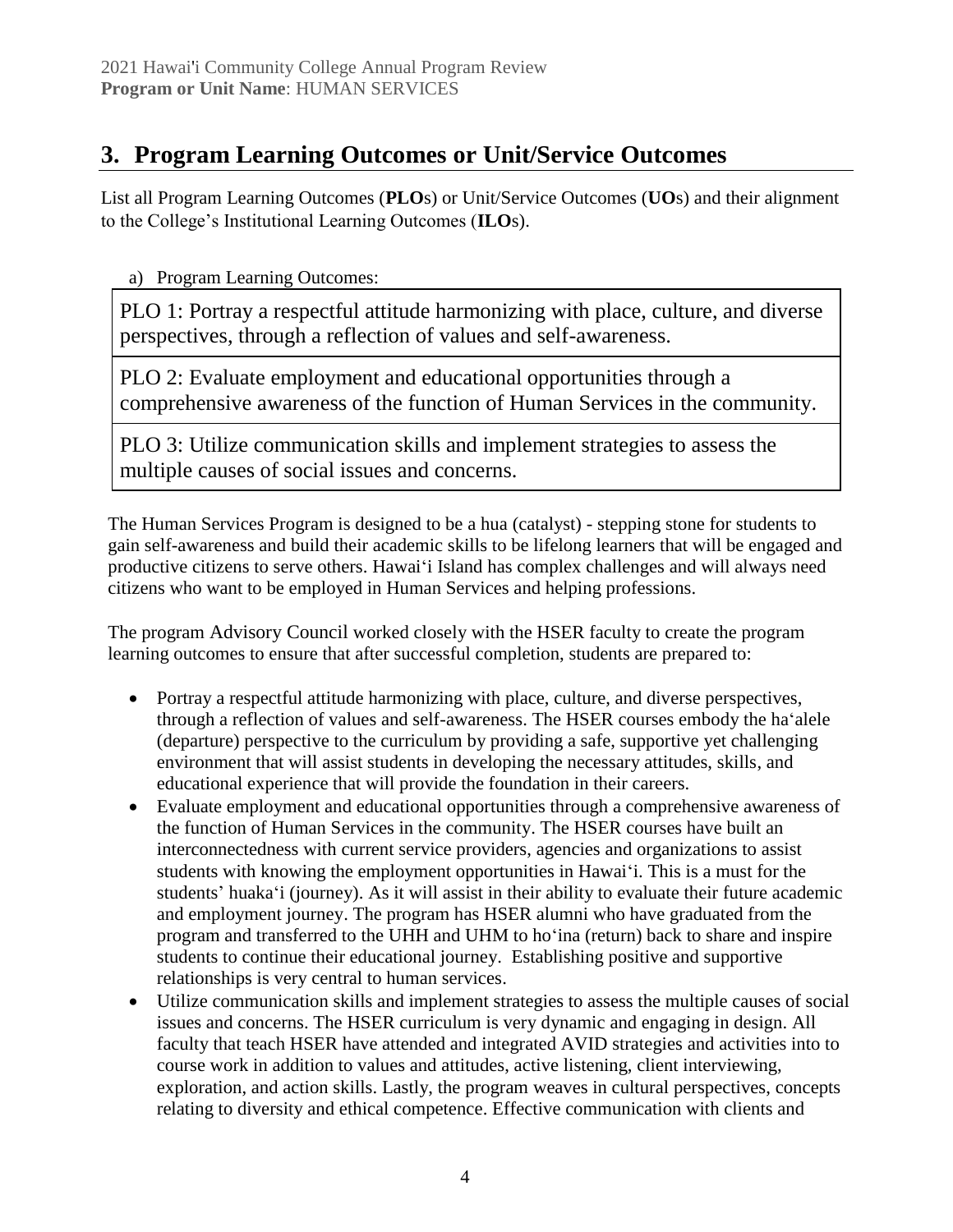## 3. Program Learning Outcomes or Unit/Service Outcomes

List all Program Learning Outcomes (**PLO**s) or Unit/Service Outcomes (**UO**s) and their alignment to the College's Institutional Learning Outcomes (**ILO**s).

a) Program Learning Outcomes:

| PLO 1: Portray a respectful attitude harmonizing with place, culture, and diverse perspectives, through a reflection of values and self-awareness. |
|---|
| PLO 2: Evaluate employment and educational opportunities through a comprehensive awareness of the function of Human Services in the community. |
| PLO 3: Utilize communication skills and implement strategies to assess the multiple causes of social issues and concerns. |

The Human Services Program is designed to be a hua (catalyst) - stepping stone for students to gain self-awareness and build their academic skills to be lifelong learners that will be engaged and productive citizens to serve others. Hawaiʻi Island has complex challenges and will always need citizens who want to be employed in Human Services and helping professions.

The program Advisory Council worked closely with the HSER faculty to create the program learning outcomes to ensure that after successful completion, students are prepared to:

- Portray a respectful attitude harmonizing with place, culture, and diverse perspectives, through a reflection of values and self-awareness. The HSER courses embody the haʻalele (departure) perspective to the curriculum by providing a safe, supportive yet challenging environment that will assist students in developing the necessary attitudes, skills, and educational experience that will provide the foundation in their careers.
- Evaluate employment and educational opportunities through a comprehensive awareness of the function of Human Services in the community. The HSER courses have built an interconnectedness with current service providers, agencies and organizations to assist students with knowing the employment opportunities in Hawaiʻi. This is a must for the students' huakaʻi (journey). As it will assist in their ability to evaluate their future academic and employment journey. The program has HSER alumni who have graduated from the program and transferred to the UHH and UHM to hoʻina (return) back to share and inspire students to continue their educational journey. Establishing positive and supportive relationships is very central to human services.
- Utilize communication skills and implement strategies to assess the multiple causes of social issues and concerns. The HSER curriculum is very dynamic and engaging in design. All faculty that teach HSER have attended and integrated AVID strategies and activities into to course work in addition to values and attitudes, active listening, client interviewing, exploration, and action skills. Lastly, the program weaves in cultural perspectives, concepts relating to diversity and ethical competence. Effective communication with clients and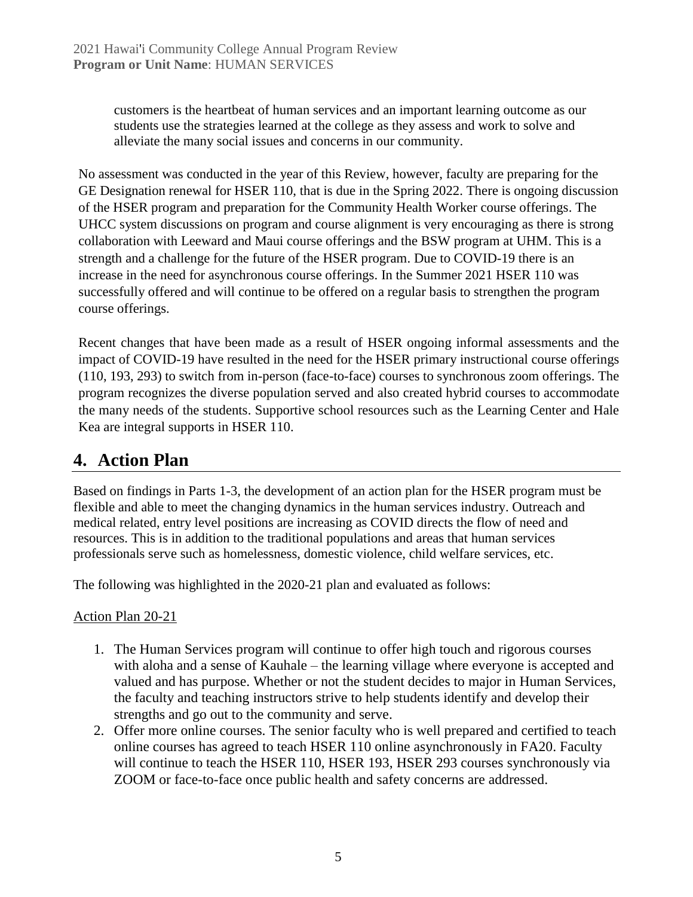customers is the heartbeat of human services and an important learning outcome as our students use the strategies learned at the college as they assess and work to solve and alleviate the many social issues and concerns in our community.

No assessment was conducted in the year of this Review, however, faculty are preparing for the GE Designation renewal for HSER 110, that is due in the Spring 2022. There is ongoing discussion of the HSER program and preparation for the Community Health Worker course offerings. The UHCC system discussions on program and course alignment is very encouraging as there is strong collaboration with Leeward and Maui course offerings and the BSW program at UHM. This is a strength and a challenge for the future of the HSER program. Due to COVID-19 there is an increase in the need for asynchronous course offerings. In the Summer 2021 HSER 110 was successfully offered and will continue to be offered on a regular basis to strengthen the program course offerings.

Recent changes that have been made as a result of HSER ongoing informal assessments and the impact of COVID-19 have resulted in the need for the HSER primary instructional course offerings (110, 193, 293) to switch from in-person (face-to-face) courses to synchronous zoom offerings. The program recognizes the diverse population served and also created hybrid courses to accommodate the many needs of the students. Supportive school resources such as the Learning Center and Hale Kea are integral supports in HSER 110.

## 4. Action Plan

Based on findings in Parts 1-3, the development of an action plan for the HSER program must be flexible and able to meet the changing dynamics in the human services industry. Outreach and medical related, entry level positions are increasing as COVID directs the flow of need and resources. This is in addition to the traditional populations and areas that human services professionals serve such as homelessness, domestic violence, child welfare services, etc.

The following was highlighted in the 2020-21 plan and evaluated as follows:

Action Plan 20-21

1. The Human Services program will continue to offer high touch and rigorous courses with aloha and a sense of Kauhale – the learning village where everyone is accepted and valued and has purpose. Whether or not the student decides to major in Human Services, the faculty and teaching instructors strive to help students identify and develop their strengths and go out to the community and serve.
2. Offer more online courses. The senior faculty who is well prepared and certified to teach online courses has agreed to teach HSER 110 online asynchronously in FA20. Faculty will continue to teach the HSER 110, HSER 193, HSER 293 courses synchronously via ZOOM or face-to-face once public health and safety concerns are addressed.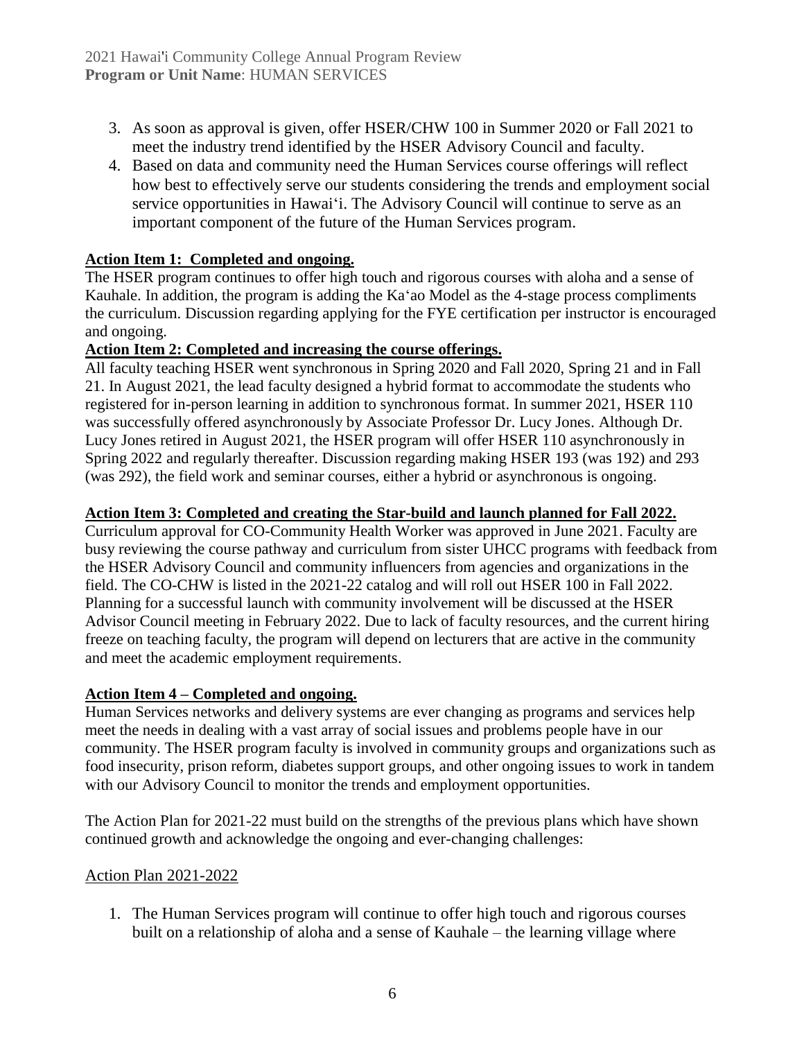3. As soon as approval is given, offer HSER/CHW 100 in Summer 2020 or Fall 2021 to meet the industry trend identified by the HSER Advisory Council and faculty.
4. Based on data and community need the Human Services course offerings will reflect how best to effectively serve our students considering the trends and employment social service opportunities in Hawaiʻi. The Advisory Council will continue to serve as an important component of the future of the Human Services program.

**Action Item 1: Completed and ongoing.**

The HSER program continues to offer high touch and rigorous courses with aloha and a sense of Kauhale. In addition, the program is adding the Kaʻao Model as the 4-stage process compliments the curriculum. Discussion regarding applying for the FYE certification per instructor is encouraged and ongoing.

**Action Item 2: Completed and increasing the course offerings.**

All faculty teaching HSER went synchronous in Spring 2020 and Fall 2020, Spring 21 and in Fall 21. In August 2021, the lead faculty designed a hybrid format to accommodate the students who registered for in-person learning in addition to synchronous format. In summer 2021, HSER 110 was successfully offered asynchronously by Associate Professor Dr. Lucy Jones. Although Dr. Lucy Jones retired in August 2021, the HSER program will offer HSER 110 asynchronously in Spring 2022 and regularly thereafter. Discussion regarding making HSER 193 (was 192) and 293 (was 292), the field work and seminar courses, either a hybrid or asynchronous is ongoing.

**Action Item 3: Completed and creating the Star-build and launch planned for Fall 2022.**

Curriculum approval for CO-Community Health Worker was approved in June 2021. Faculty are busy reviewing the course pathway and curriculum from sister UHCC programs with feedback from the HSER Advisory Council and community influencers from agencies and organizations in the field. The CO-CHW is listed in the 2021-22 catalog and will roll out HSER 100 in Fall 2022. Planning for a successful launch with community involvement will be discussed at the HSER Advisor Council meeting in February 2022. Due to lack of faculty resources, and the current hiring freeze on teaching faculty, the program will depend on lecturers that are active in the community and meet the academic employment requirements.

**Action Item 4 – Completed and ongoing.**

Human Services networks and delivery systems are ever changing as programs and services help meet the needs in dealing with a vast array of social issues and problems people have in our community. The HSER program faculty is involved in community groups and organizations such as food insecurity, prison reform, diabetes support groups, and other ongoing issues to work in tandem with our Advisory Council to monitor the trends and employment opportunities.

The Action Plan for 2021-22 must build on the strengths of the previous plans which have shown continued growth and acknowledge the ongoing and ever-changing challenges:

Action Plan 2021-2022

1. The Human Services program will continue to offer high touch and rigorous courses built on a relationship of aloha and a sense of Kauhale – the learning village where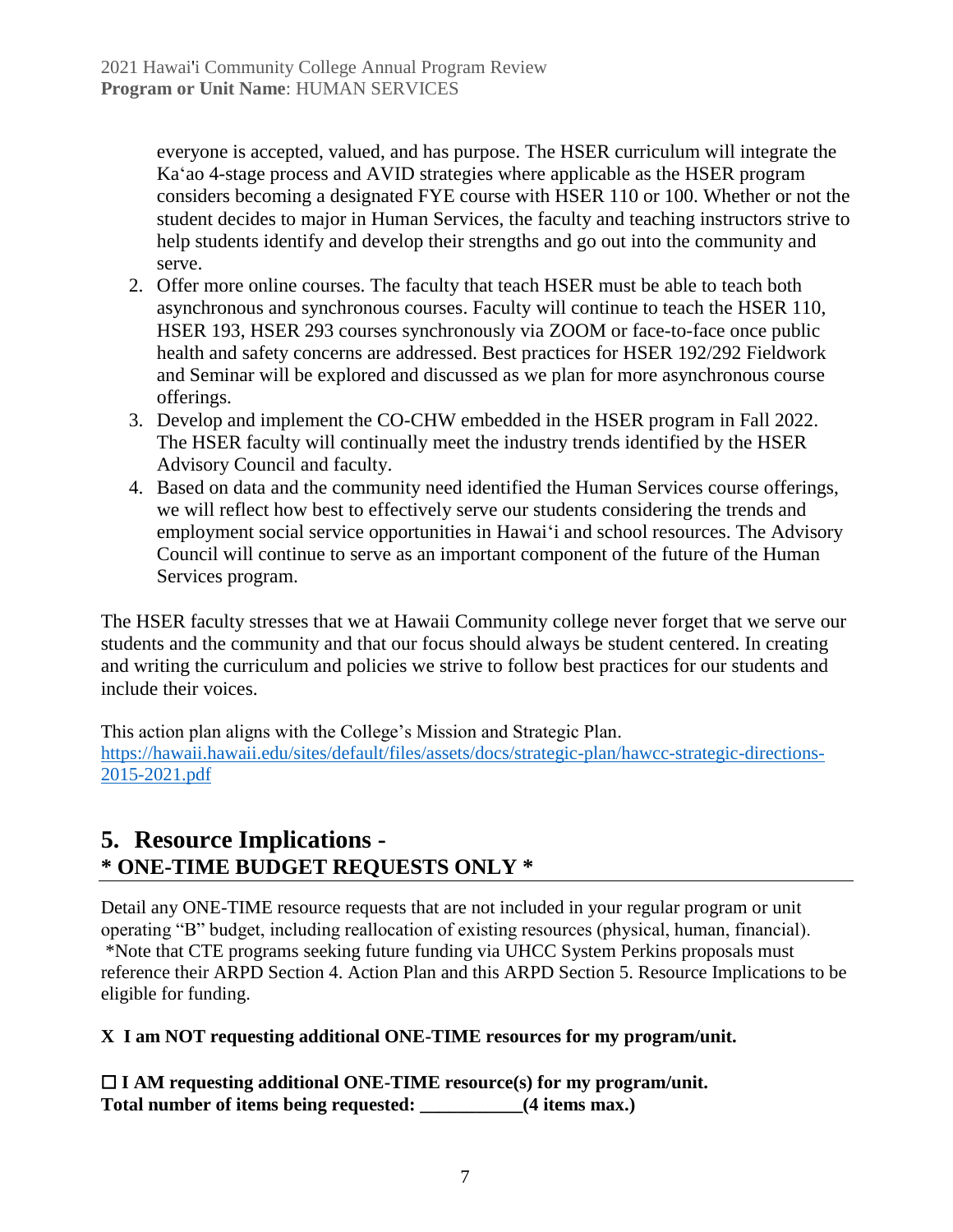everyone is accepted, valued, and has purpose. The HSER curriculum will integrate the Ka'ao 4-stage process and AVID strategies where applicable as the HSER program considers becoming a designated FYE course with HSER 110 or 100. Whether or not the student decides to major in Human Services, the faculty and teaching instructors strive to help students identify and develop their strengths and go out into the community and serve.

2. Offer more online courses. The faculty that teach HSER must be able to teach both asynchronous and synchronous courses. Faculty will continue to teach the HSER 110, HSER 193, HSER 293 courses synchronously via ZOOM or face-to-face once public health and safety concerns are addressed. Best practices for HSER 192/292 Fieldwork and Seminar will be explored and discussed as we plan for more asynchronous course offerings.
3. Develop and implement the CO-CHW embedded in the HSER program in Fall 2022. The HSER faculty will continually meet the industry trends identified by the HSER Advisory Council and faculty.
4. Based on data and the community need identified the Human Services course offerings, we will reflect how best to effectively serve our students considering the trends and employment social service opportunities in Hawai'i and school resources. The Advisory Council will continue to serve as an important component of the future of the Human Services program.

The HSER faculty stresses that we at Hawaii Community college never forget that we serve our students and the community and that our focus should always be student centered. In creating and writing the curriculum and policies we strive to follow best practices for our students and include their voices.

This action plan aligns with the College's Mission and Strategic Plan. https://hawaii.hawaii.edu/sites/default/files/assets/docs/strategic-plan/hawcc-strategic-directions-2015-2021.pdf

## 5. Resource Implications - * ONE-TIME BUDGET REQUESTS ONLY *

Detail any ONE-TIME resource requests that are not included in your regular program or unit operating "B" budget, including reallocation of existing resources (physical, human, financial). *Note that CTE programs seeking future funding via UHCC System Perkins proposals must reference their ARPD Section 4. Action Plan and this ARPD Section 5. Resource Implications to be eligible for funding.

**X I am NOT requesting additional ONE-TIME resources for my program/unit.**

**☐ I AM requesting additional ONE-TIME resource(s) for my program/unit.**
**Total number of items being requested: ___________(4 items max.)**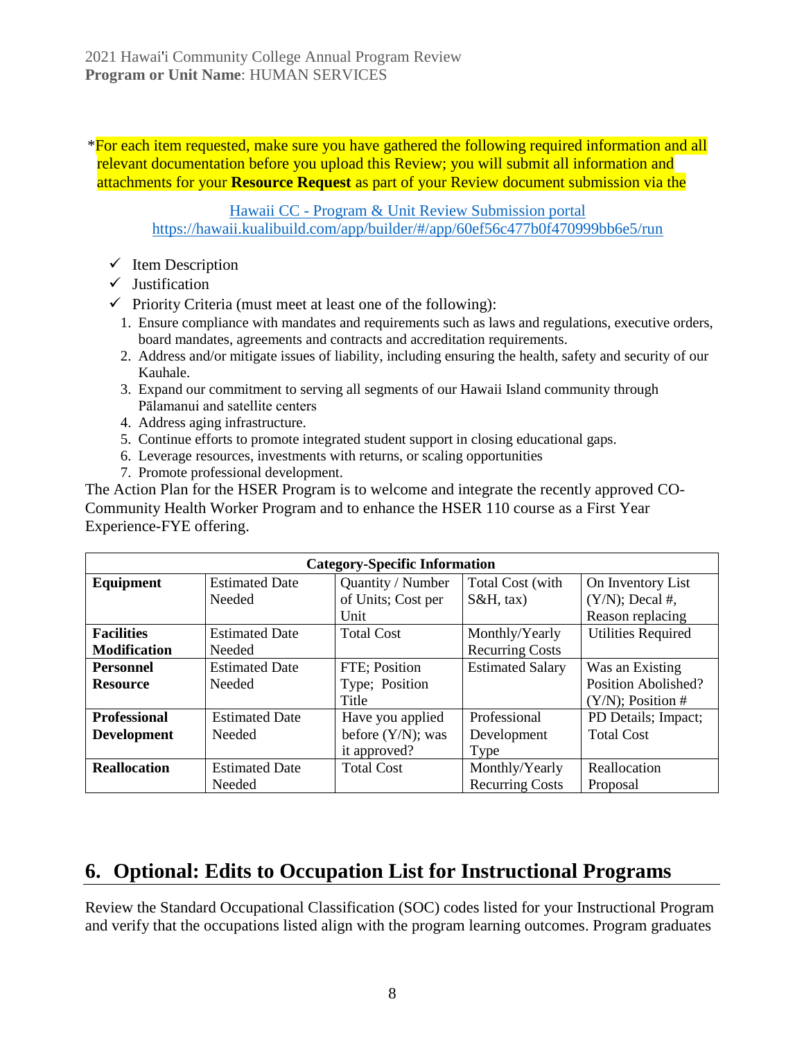*For each item requested, make sure you have gathered the following required information and all relevant documentation before you upload this Review; you will submit all information and attachments for your **Resource Request** as part of your Review document submission via the

[Hawaii CC - Program & Unit Review Submission portal](https://hawaii.kualibuild.com/app/builder/#/app/60ef56c477b0f470999bb6e5/run)
https://hawaii.kualibuild.com/app/builder/#/app/60ef56c477b0f470999bb6e5/run

- ✓ Item Description
- ✓ Justification
- ✓ Priority Criteria (must meet at least one of the following):

1. Ensure compliance with mandates and requirements such as laws and regulations, executive orders, board mandates, agreements and contracts and accreditation requirements.
2. Address and/or mitigate issues of liability, including ensuring the health, safety and security of our Kauhale.
3. Expand our commitment to serving all segments of our Hawaii Island community through Pālamanui and satellite centers
4. Address aging infrastructure.
5. Continue efforts to promote integrated student support in closing educational gaps.
6. Leverage resources, investments with returns, or scaling opportunities
7. Promote professional development.

The Action Plan for the HSER Program is to welcome and integrate the recently approved CO-Community Health Worker Program and to enhance the HSER 110 course as a First Year Experience-FYE offering.

| Category-Specific Information | | | | |
|---|---|---|---|---|
| **Equipment** | Estimated Date Needed | Quantity / Number of Units; Cost per Unit | Total Cost (with S&H, tax) | On Inventory List (Y/N); Decal #, Reason replacing |
| **Facilities Modification** | Estimated Date Needed | Total Cost | Monthly/Yearly Recurring Costs | Utilities Required |
| **Personnel Resource** | Estimated Date Needed | FTE; Position Type; Position Title | Estimated Salary | Was an Existing Position Abolished? (Y/N); Position # |
| **Professional Development** | Estimated Date Needed | Have you applied before (Y/N); was it approved? | Professional Development Type | PD Details; Impact; Total Cost |
| **Reallocation** | Estimated Date Needed | Total Cost | Monthly/Yearly Recurring Costs | Reallocation Proposal |

## 6. Optional: Edits to Occupation List for Instructional Programs

Review the Standard Occupational Classification (SOC) codes listed for your Instructional Program and verify that the occupations listed align with the program learning outcomes. Program graduates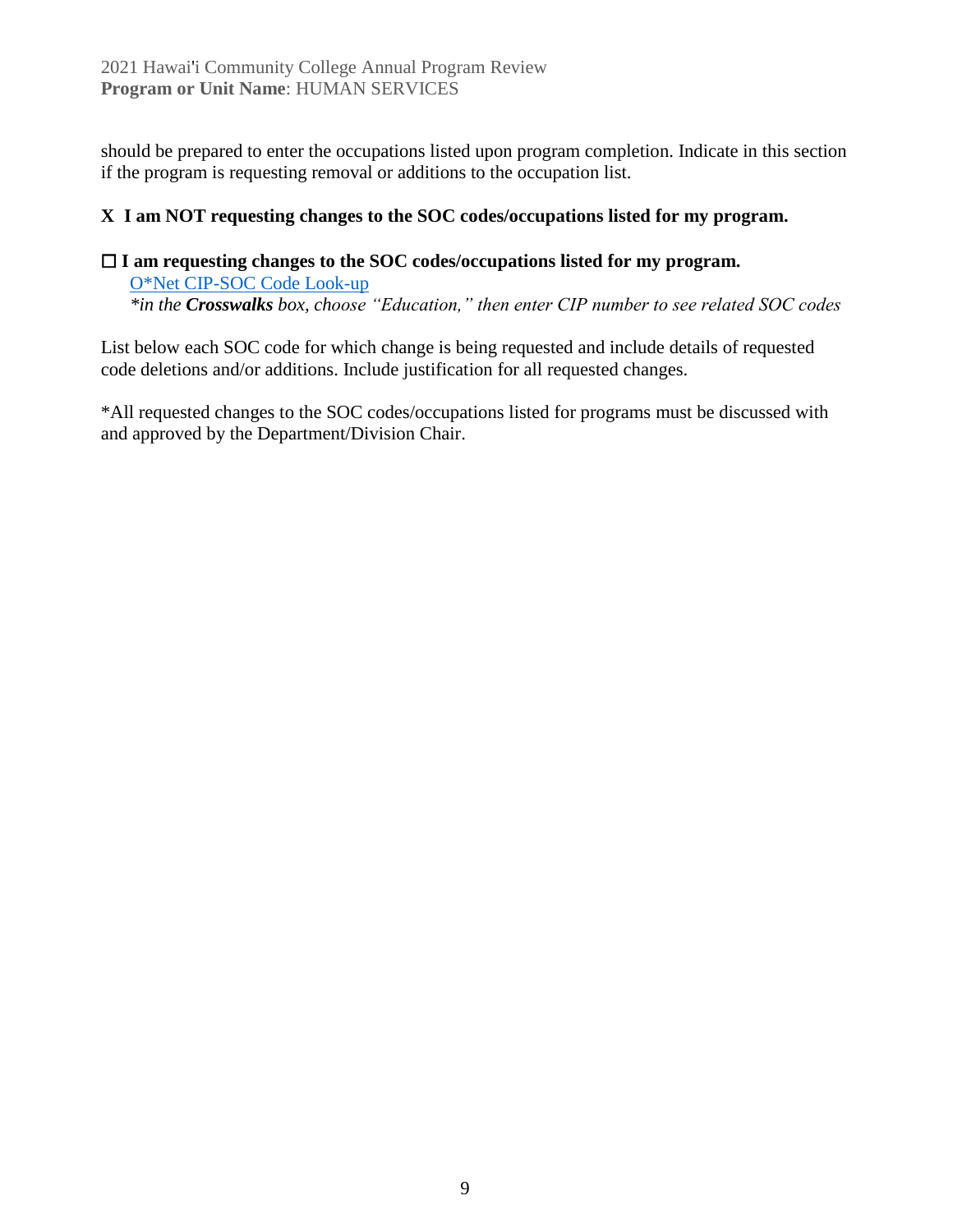should be prepared to enter the occupations listed upon program completion. Indicate in this section if the program is requesting removal or additions to the occupation list.

**X I am NOT requesting changes to the SOC codes/occupations listed for my program.**

☐ **I am requesting changes to the SOC codes/occupations listed for my program.**
O*Net CIP-SOC Code Look-up
**in the* ***Crosswalks*** *box, choose "Education," then enter CIP number to see related SOC codes*

List below each SOC code for which change is being requested and include details of requested code deletions and/or additions. Include justification for all requested changes.

*All requested changes to the SOC codes/occupations listed for programs must be discussed with and approved by the Department/Division Chair.